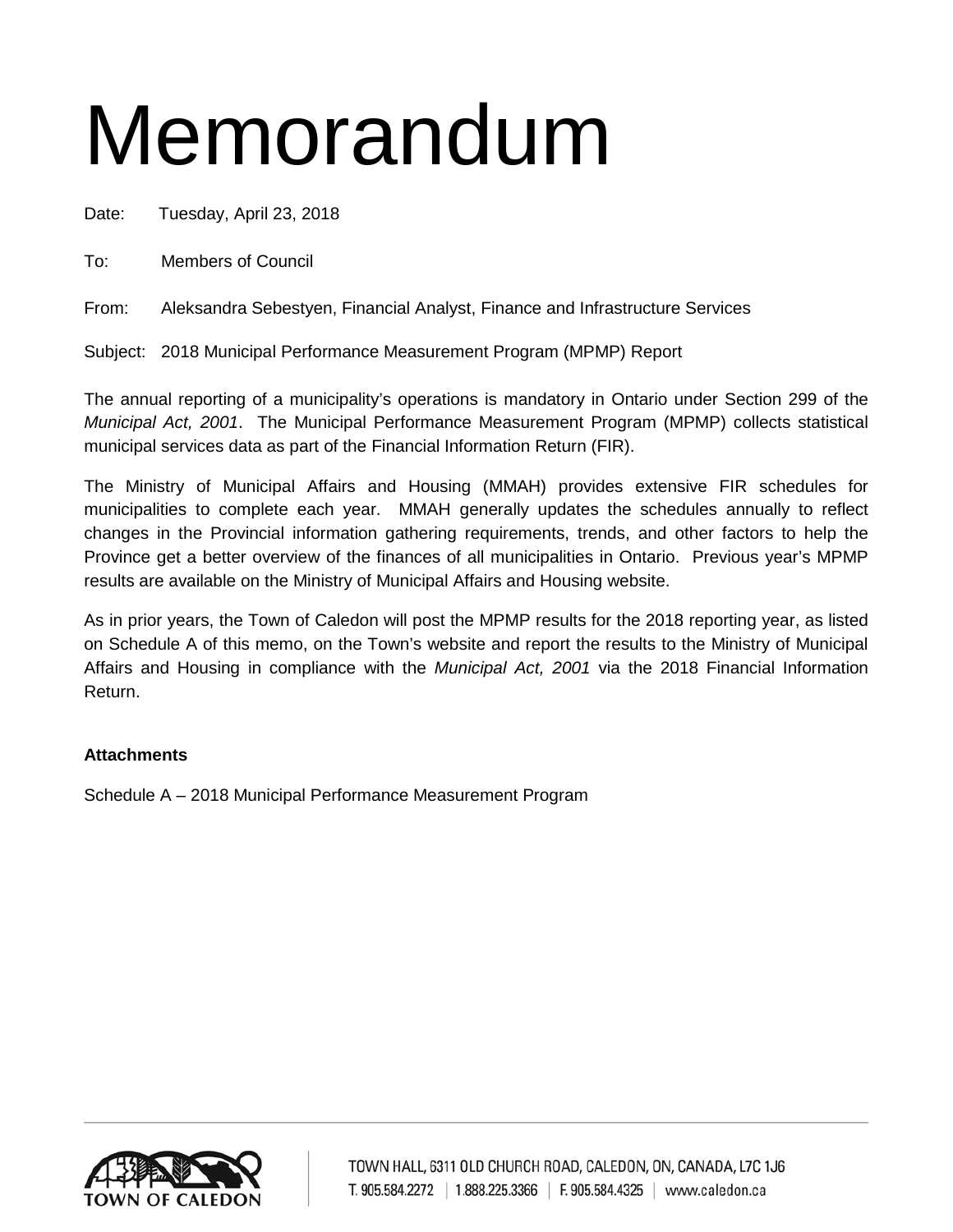# Memorandum

Date: Tuesday, April 23, 2018

To: Members of Council

From: Aleksandra Sebestyen, Financial Analyst, Finance and Infrastructure Services

Subject: 2018 Municipal Performance Measurement Program (MPMP) Report

The annual reporting of a municipality's operations is mandatory in Ontario under Section 299 of the *Municipal Act, 2001*. The Municipal Performance Measurement Program (MPMP) collects statistical municipal services data as part of the Financial Information Return (FIR).

The Ministry of Municipal Affairs and Housing (MMAH) provides extensive FIR schedules for municipalities to complete each year. MMAH generally updates the schedules annually to reflect changes in the Provincial information gathering requirements, trends, and other factors to help the Province get a better overview of the finances of all municipalities in Ontario. Previous year's MPMP results are available on the Ministry of Municipal Affairs and Housing website.

As in prior years, the Town of Caledon will post the MPMP results for the 2018 reporting year, as listed on Schedule A of this memo, on the Town's website and report the results to the Ministry of Municipal Affairs and Housing in compliance with the *Municipal Act, 2001* via the 2018 Financial Information Return.

**Attachments**

Schedule A – 2018 Municipal Performance Measurement Program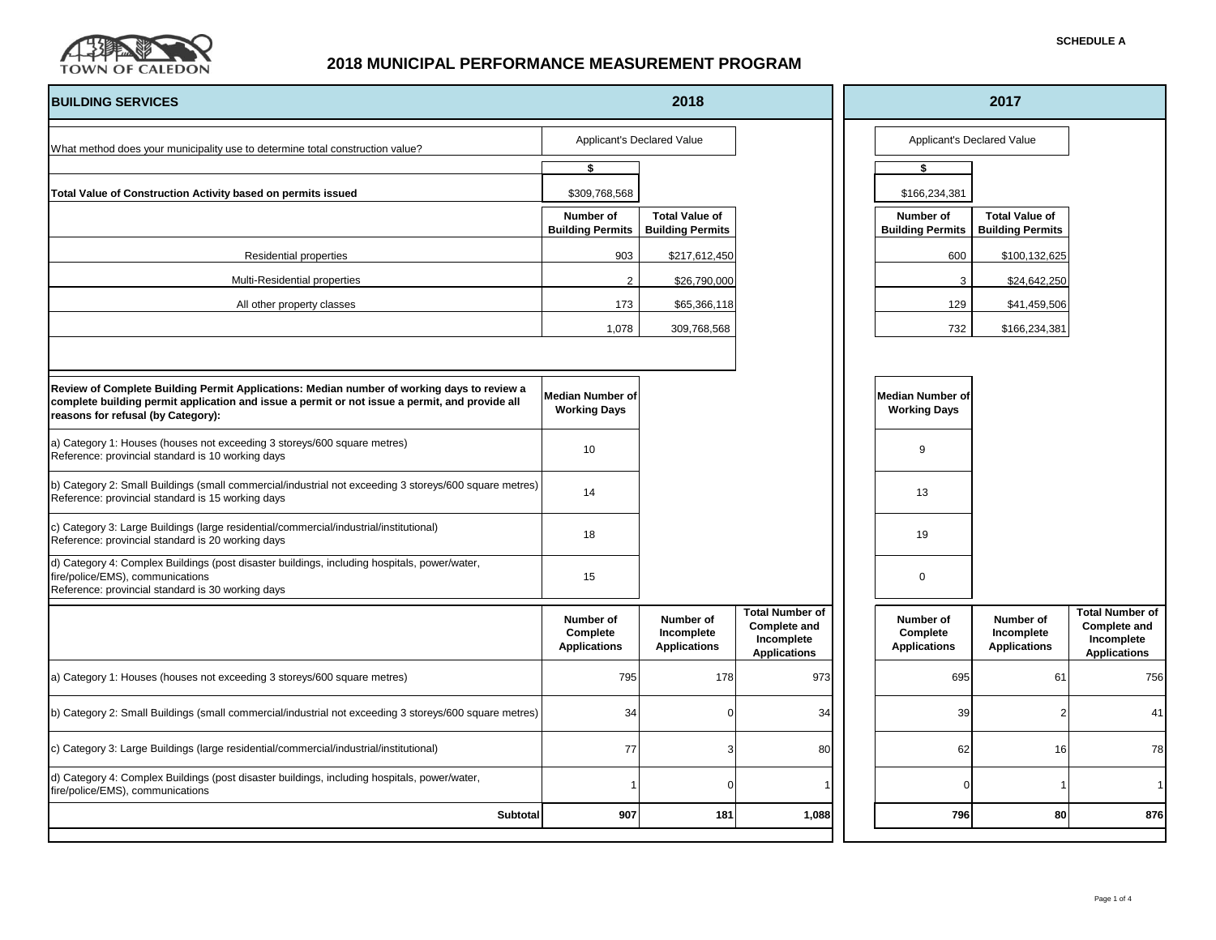SCHEDULE A

# 2018 MUNICIPAL PERFORMANCE MEASUREMENT PROGRAM

TOWN OF CALEDON

| BUILDING SERVICES | 2018 | | | 2017 | | |
|---|---|---|---|---|---|---|
| What method does your municipality use to determine total construction value? | Applicant's Declared Value | | | Applicant's Declared Value | | |
| | $ | | | $ | | |
| **Total Value of Construction Activity based on permits issued** | $309,768,568 | | | $166,234,381 | | |
| | **Number of Building Permits** | **Total Value of Building Permits** | | **Number of Building Permits** | **Total Value of Building Permits** | |
| Residential properties | 903 | $217,612,450 | | 600 | $100,132,625 | |
| Multi-Residential properties | 2 | $26,790,000 | | 3 | $24,642,250 | |
| All other property classes | 173 | $65,366,118 | | 129 | $41,459,506 | |
| | 1,078 | 309,768,568 | | 732 | $166,234,381 | |

| Review of Complete Building Permit Applications: Median number of working days to review a complete building permit application and issue a permit or not issue a permit, and provide all reasons for refusal (by Category): | 2018 Median Number of Working Days | 2017 Median Number of Working Days |
|---|---|---|
| a) Category 1: Houses (houses not exceeding 3 storeys/600 square metres) Reference: provincial standard is 10 working days | 10 | 9 |
| b) Category 2: Small Buildings (small commercial/industrial not exceeding 3 storeys/600 square metres) Reference: provincial standard is 15 working days | 14 | 13 |
| c) Category 3: Large Buildings (large residential/commercial/industrial/institutional) Reference: provincial standard is 20 working days | 18 | 19 |
| d) Category 4: Complex Buildings (post disaster buildings, including hospitals, power/water, fire/police/EMS), communications Reference: provincial standard is 30 working days | 15 | 0 |

| | 2018 Number of Complete Applications | 2018 Number of Incomplete Applications | 2018 Total Number of Complete and Incomplete Applications | 2017 Number of Complete Applications | 2017 Number of Incomplete Applications | 2017 Total Number of Complete and Incomplete Applications |
|---|---|---|---|---|---|---|
| a) Category 1: Houses (houses not exceeding 3 storeys/600 square metres) | 795 | 178 | 973 | 695 | 61 | 756 |
| b) Category 2: Small Buildings (small commercial/industrial not exceeding 3 storeys/600 square metres) | 34 | 0 | 34 | 39 | 2 | 41 |
| c) Category 3: Large Buildings (large residential/commercial/industrial/institutional) | 77 | 3 | 80 | 62 | 16 | 78 |
| d) Category 4: Complex Buildings (post disaster buildings, including hospitals, power/water, fire/police/EMS), communications | 1 | 0 | 1 | 0 | 1 | 1 |
| **Subtotal** | **907** | **181** | **1,088** | **796** | **80** | **876** |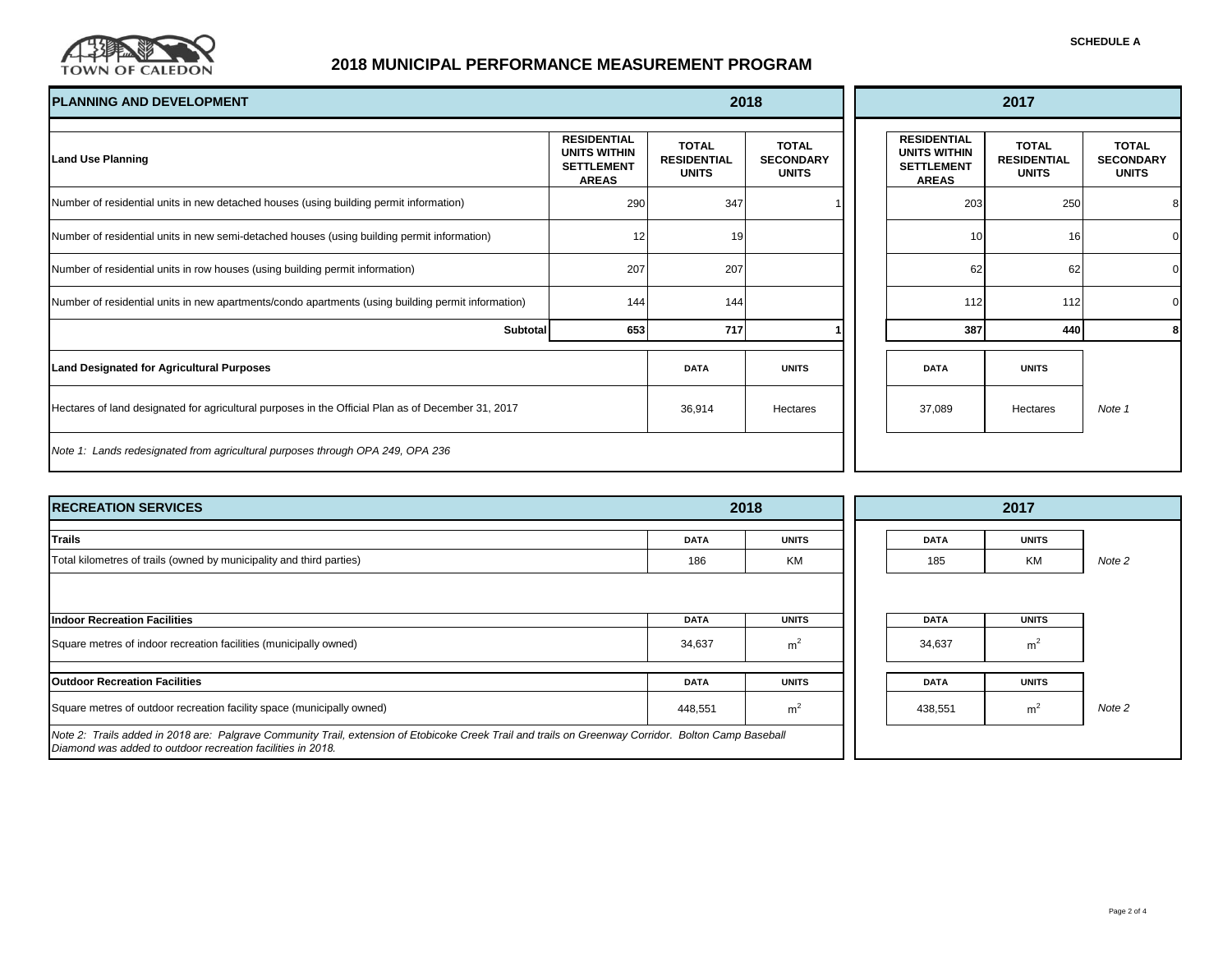SCHEDULE A

# 2018 MUNICIPAL PERFORMANCE MEASUREMENT PROGRAM

TOWN OF CALEDON

## PLANNING AND DEVELOPMENT

| Land Use Planning | 2018 RESIDENTIAL UNITS WITHIN SETTLEMENT AREAS | 2018 TOTAL RESIDENTIAL UNITS | 2018 TOTAL SECONDARY UNITS | 2017 RESIDENTIAL UNITS WITHIN SETTLEMENT AREAS | 2017 TOTAL RESIDENTIAL UNITS | 2017 TOTAL SECONDARY UNITS |
|---|---|---|---|---|---|---|
| Number of residential units in new detached houses (using building permit information) | 290 | 347 | 1 | 203 | 250 | 8 |
| Number of residential units in new semi-detached houses (using building permit information) | 12 | 19 | | 10 | 16 | 0 |
| Number of residential units in row houses (using building permit information) | 207 | 207 | | 62 | 62 | 0 |
| Number of residential units in new apartments/condo apartments (using building permit information) | 144 | 144 | | 112 | 112 | 0 |
| **Subtotal** | **653** | **717** | **1** | **387** | **440** | **8** |

| Land Designated for Agricultural Purposes | 2018 DATA | 2018 UNITS | 2017 DATA | 2017 UNITS | |
|---|---|---|---|---|---|
| Hectares of land designated for agricultural purposes in the Official Plan as of December 31, 2017 | 36,914 | Hectares | 37,089 | Hectares | *Note 1* |

*Note 1: Lands redesignated from agricultural purposes through OPA 249, OPA 236*

## RECREATION SERVICES

| Trails | 2018 DATA | 2018 UNITS | 2017 DATA | 2017 UNITS | |
|---|---|---|---|---|---|
| Total kilometres of trails (owned by municipality and third parties) | 186 | KM | 185 | KM | *Note 2* |

| Indoor Recreation Facilities | 2018 DATA | 2018 UNITS | 2017 DATA | 2017 UNITS |
|---|---|---|---|---|
| Square metres of indoor recreation facilities (municipally owned) | 34,637 | $m^2$ | 34,637 | $m^2$ |

| Outdoor Recreation Facilities | 2018 DATA | 2018 UNITS | 2017 DATA | 2017 UNITS | |
|---|---|---|---|---|---|
| Square metres of outdoor recreation facility space (municipally owned) | 448,551 | $m^2$ | 438,551 | $m^2$ | *Note 2* |

*Note 2: Trails added in 2018 are: Palgrave Community Trail, extension of Etobicoke Creek Trail and trails on Greenway Corridor. Bolton Camp Baseball Diamond was added to outdoor recreation facilities in 2018.*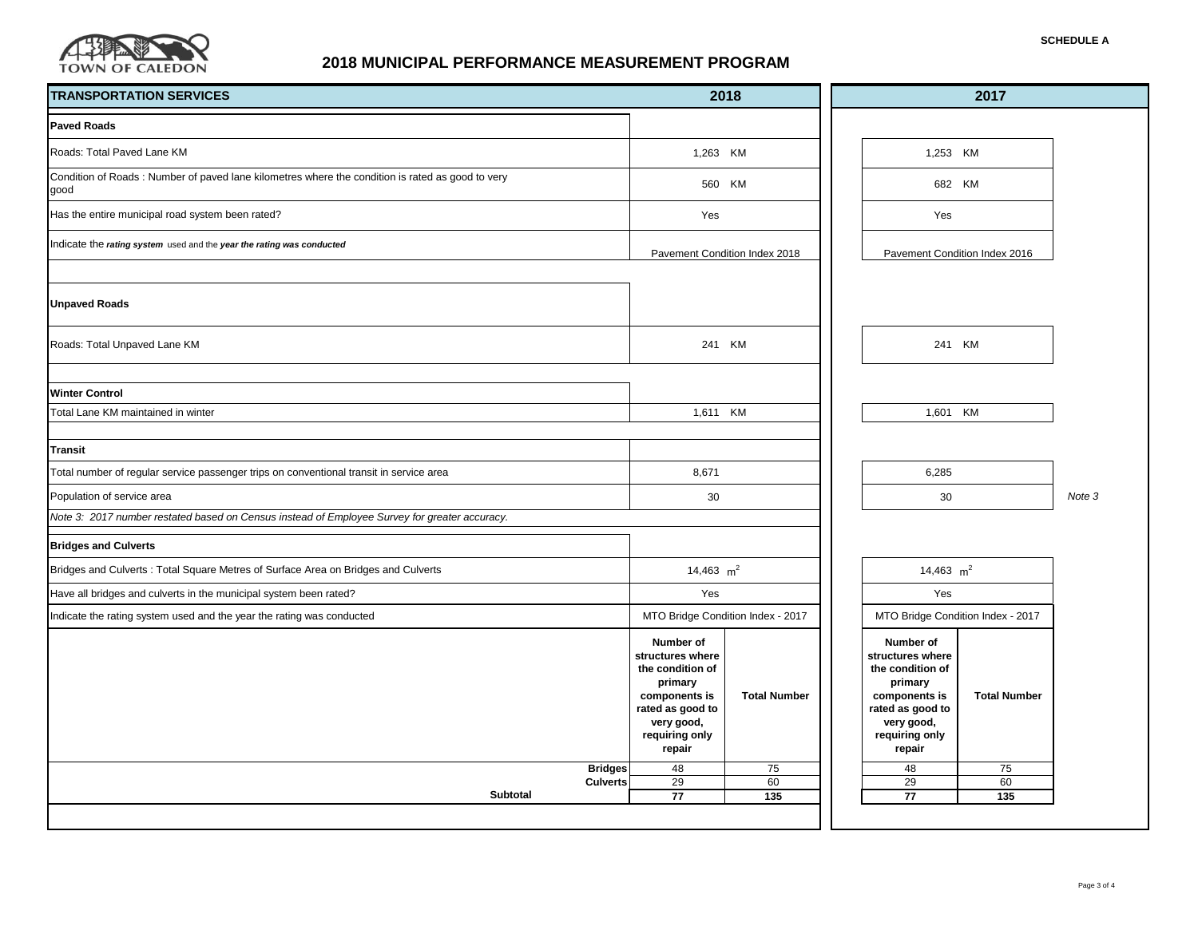TOWN OF CALEDON

**SCHEDULE A**

# 2018 MUNICIPAL PERFORMANCE MEASUREMENT PROGRAM

| TRANSPORTATION SERVICES | 2018 | | 2017 | | |
|---|---|---|---|---|---|
| **Paved Roads** | | | | | |
| Roads: Total Paved Lane KM | 1,263 KM | | 1,253 KM | | |
| Condition of Roads : Number of paved lane kilometres where the condition is rated as good to very good | 560 KM | | 682 KM | | |
| Has the entire municipal road system been rated? | Yes | | Yes | | |
| Indicate the ***rating system*** used and the ***year the rating was conducted*** | Pavement Condition Index 2018 | | Pavement Condition Index 2016 | | |
| **Unpaved Roads** | | | | | |
| Roads: Total Unpaved Lane KM | 241 KM | | 241 KM | | |
| **Winter Control** | | | | | |
| Total Lane KM maintained in winter | 1,611 KM | | 1,601 KM | | |
| **Transit** | | | | | |
| Total number of regular service passenger trips on conventional transit in service area | 8,671 | | 6,285 | | |
| Population of service area | 30 | | 30 | | *Note 3* |
| *Note 3: 2017 number restated based on Census instead of Employee Survey for greater accuracy.* | | | | | |
| **Bridges and Culverts** | | | | | |
| Bridges and Culverts : Total Square Metres of Surface Area on Bridges and Culverts | 14,463 $m^2$ | | 14,463 $m^2$ | | |
| Have all bridges and culverts in the municipal system been rated? | Yes | | Yes | | |
| Indicate the rating system used and the year the rating was conducted | MTO Bridge Condition Index - 2017 | | MTO Bridge Condition Index - 2017 | | |
| | **Number of structures where the condition of primary components is rated as good to very good, requiring only repair** | **Total Number** | **Number of structures where the condition of primary components is rated as good to very good, requiring only repair** | **Total Number** | |
| **Bridges** | 48 | 75 | 48 | 75 | |
| **Culverts** | 29 | 60 | 29 | 60 | |
| **Subtotal** | **77** | **135** | **77** | **135** | |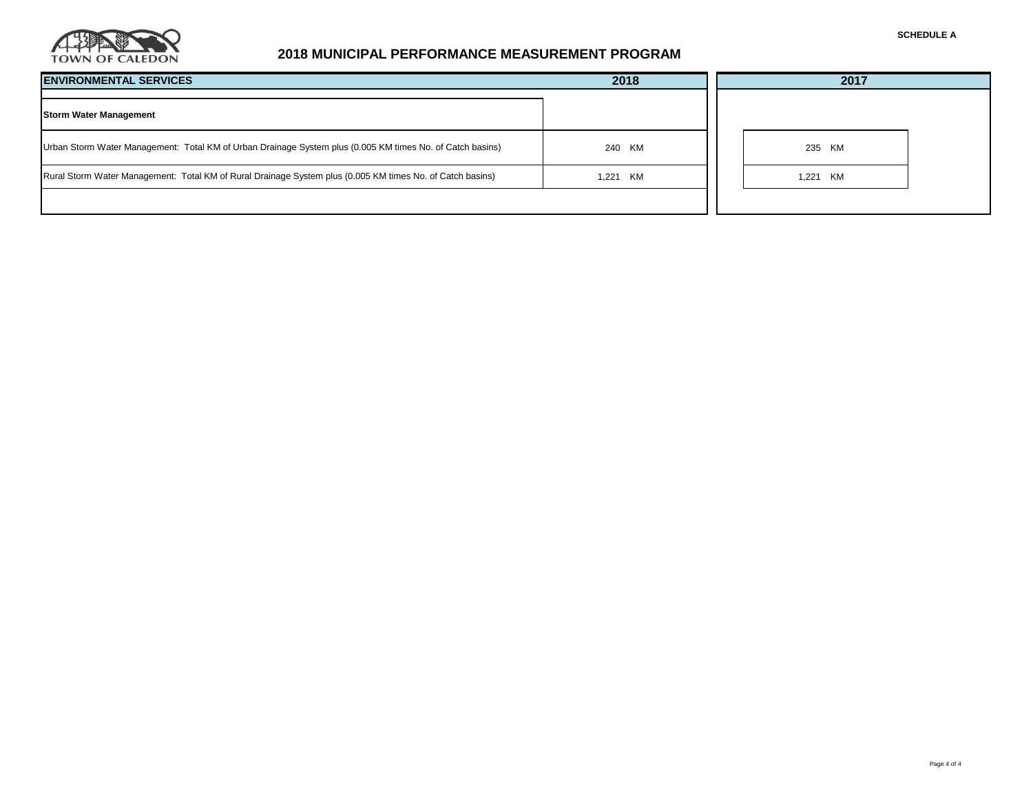SCHEDULE A

TOWN OF CALEDON

# 2018 MUNICIPAL PERFORMANCE MEASUREMENT PROGRAM

| ENVIRONMENTAL SERVICES | 2018 | 2017 |
|---|---|---|
| **Storm Water Management** | | |
| Urban Storm Water Management: Total KM of Urban Drainage System plus (0.005 KM times No. of Catch basins) | 240 KM | 235 KM |
| Rural Storm Water Management: Total KM of Rural Drainage System plus (0.005 KM times No. of Catch basins) | 1,221 KM | 1,221 KM |